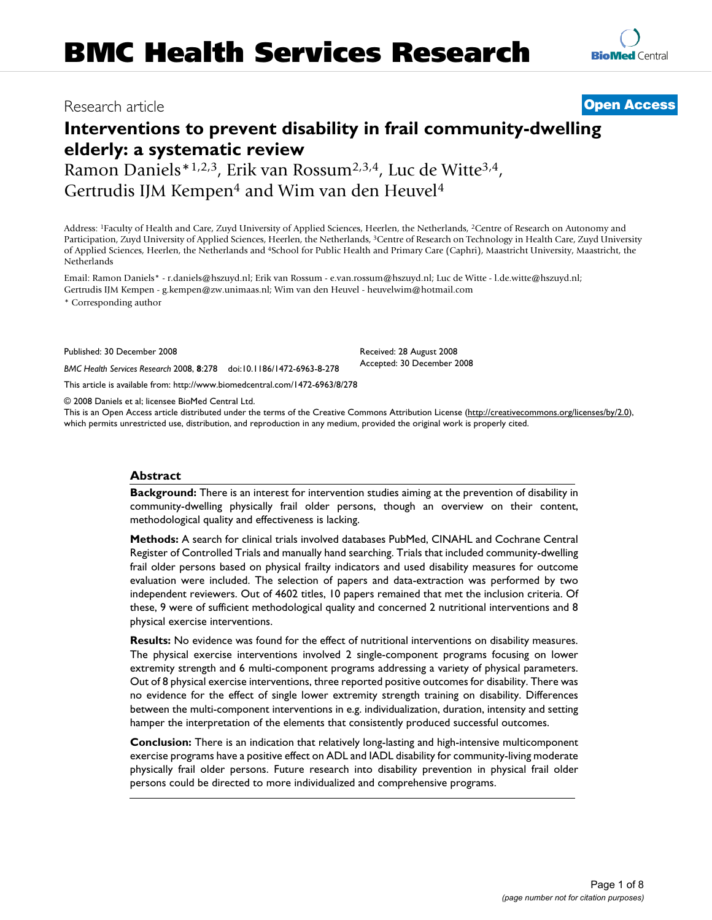BMC Health Services Research

Research article

**Open Access**

# Interventions to prevent disability in frail community-dwelling elderly: a systematic review

Ramon Daniels*[1,2,3], Erik van Rossum[2,3,4], Luc de Witte[3,4], Gertrudis IJM Kempen[4] and Wim van den Heuvel[4]

Address: [1]Faculty of Health and Care, Zuyd University of Applied Sciences, Heerlen, the Netherlands, [2]Centre of Research on Autonomy and Participation, Zuyd University of Applied Sciences, Heerlen, the Netherlands, [3]Centre of Research on Technology in Health Care, Zuyd University of Applied Sciences, Heerlen, the Netherlands and [4]School for Public Health and Primary Care (Caphri), Maastricht University, Maastricht, the Netherlands

Email: Ramon Daniels* - r.daniels@hszuyd.nl; Erik van Rossum - e.van.rossum@hszuyd.nl; Luc de Witte - l.de.witte@hszuyd.nl; Gertrudis IJM Kempen - g.kempen@zw.unimaas.nl; Wim van den Heuvel - heuvelwim@hotmail.com

* Corresponding author

Published: 30 December 2008

Received: 28 August 2008

Accepted: 30 December 2008

*BMC Health Services Research* 2008, **8**:278 doi:10.1186/1472-6963-8-278

This article is available from: http://www.biomedcentral.com/1472-6963/8/278

© 2008 Daniels et al; licensee BioMed Central Ltd.

This is an Open Access article distributed under the terms of the Creative Commons Attribution License (http://creativecommons.org/licenses/by/2.0), which permits unrestricted use, distribution, and reproduction in any medium, provided the original work is properly cited.

## Abstract

**Background:** There is an interest for intervention studies aiming at the prevention of disability in community-dwelling physically frail older persons, though an overview on their content, methodological quality and effectiveness is lacking.

**Methods:** A search for clinical trials involved databases PubMed, CINAHL and Cochrane Central Register of Controlled Trials and manually hand searching. Trials that included community-dwelling frail older persons based on physical frailty indicators and used disability measures for outcome evaluation were included. The selection of papers and data-extraction was performed by two independent reviewers. Out of 4602 titles, 10 papers remained that met the inclusion criteria. Of these, 9 were of sufficient methodological quality and concerned 2 nutritional interventions and 8 physical exercise interventions.

**Results:** No evidence was found for the effect of nutritional interventions on disability measures. The physical exercise interventions involved 2 single-component programs focusing on lower extremity strength and 6 multi-component programs addressing a variety of physical parameters. Out of 8 physical exercise interventions, three reported positive outcomes for disability. There was no evidence for the effect of single lower extremity strength training on disability. Differences between the multi-component interventions in e.g. individualization, duration, intensity and setting hamper the interpretation of the elements that consistently produced successful outcomes.

**Conclusion:** There is an indication that relatively long-lasting and high-intensive multicomponent exercise programs have a positive effect on ADL and IADL disability for community-living moderate physically frail older persons. Future research into disability prevention in physical frail older persons could be directed to more individualized and comprehensive programs.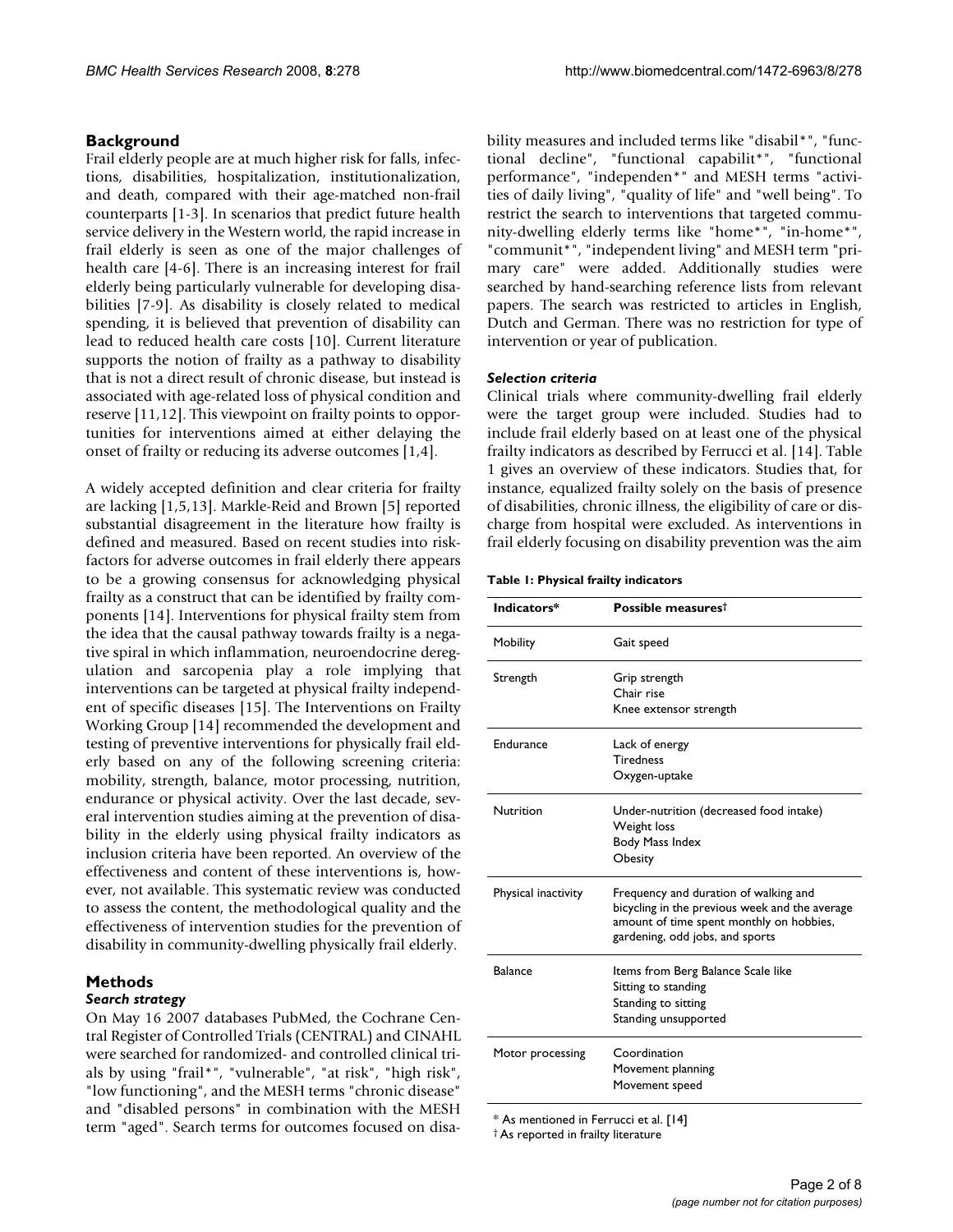## Background

Frail elderly people are at much higher risk for falls, infections, disabilities, hospitalization, institutionalization, and death, compared with their age-matched non-frail counterparts [1-3]. In scenarios that predict future health service delivery in the Western world, the rapid increase in frail elderly is seen as one of the major challenges of health care [4-6]. There is an increasing interest for frail elderly being particularly vulnerable for developing disabilities [7-9]. As disability is closely related to medical spending, it is believed that prevention of disability can lead to reduced health care costs [10]. Current literature supports the notion of frailty as a pathway to disability that is not a direct result of chronic disease, but instead is associated with age-related loss of physical condition and reserve [11,12]. This viewpoint on frailty points to opportunities for interventions aimed at either delaying the onset of frailty or reducing its adverse outcomes [1,4].

A widely accepted definition and clear criteria for frailty are lacking [1,5,13]. Markle-Reid and Brown [5] reported substantial disagreement in the literature how frailty is defined and measured. Based on recent studies into risk-factors for adverse outcomes in frail elderly there appears to be a growing consensus for acknowledging physical frailty as a construct that can be identified by frailty components [14]. Interventions for physical frailty stem from the idea that the causal pathway towards frailty is a negative spiral in which inflammation, neuroendocrine deregulation and sarcopenia play a role implying that interventions can be targeted at physical frailty independent of specific diseases [15]. The Interventions on Frailty Working Group [14] recommended the development and testing of preventive interventions for physically frail elderly based on any of the following screening criteria: mobility, strength, balance, motor processing, nutrition, endurance or physical activity. Over the last decade, several intervention studies aiming at the prevention of disability in the elderly using physical frailty indicators as inclusion criteria have been reported. An overview of the effectiveness and content of these interventions is, however, not available. This systematic review was conducted to assess the content, the methodological quality and the effectiveness of intervention studies for the prevention of disability in community-dwelling physically frail elderly.

## Methods

### Search strategy

On May 16 2007 databases PubMed, the Cochrane Central Register of Controlled Trials (CENTRAL) and CINAHL were searched for randomized- and controlled clinical trials by using "frail*", "vulnerable", "at risk", "high risk", "low functioning", and the MESH terms "chronic disease" and "disabled persons" in combination with the MESH term "aged". Search terms for outcomes focused on disability measures and included terms like "disabil*", "functional decline", "functional capabilit*", "functional performance", "independen*" and MESH terms "activities of daily living", "quality of life" and "well being". To restrict the search to interventions that targeted community-dwelling elderly terms like "home*", "in-home*", "communit*", "independent living" and MESH term "primary care" were added. Additionally studies were searched by hand-searching reference lists from relevant papers. The search was restricted to articles in English, Dutch and German. There was no restriction for type of intervention or year of publication.

### Selection criteria

Clinical trials where community-dwelling frail elderly were the target group were included. Studies had to include frail elderly based on at least one of the physical frailty indicators as described by Ferrucci et al. [14]. Table 1 gives an overview of these indicators. Studies that, for instance, equalized frailty solely on the basis of presence of disabilities, chronic illness, the eligibility of care or discharge from hospital were excluded. As interventions in frail elderly focusing on disability prevention was the aim

**Table 1: Physical frailty indicators**

| Indicators* | Possible measures† |
|---|---|
| Mobility | Gait speed |
| Strength | Grip strength<br>Chair rise<br>Knee extensor strength |
| Endurance | Lack of energy<br>Tiredness<br>Oxygen-uptake |
| Nutrition | Under-nutrition (decreased food intake)<br>Weight loss<br>Body Mass Index<br>Obesity |
| Physical inactivity | Frequency and duration of walking and bicycling in the previous week and the average amount of time spent monthly on hobbies, gardening, odd jobs, and sports |
| Balance | Items from Berg Balance Scale like<br>Sitting to standing<br>Standing to sitting<br>Standing unsupported |
| Motor processing | Coordination<br>Movement planning<br>Movement speed |

\* As mentioned in Ferrucci et al. [14]
† As reported in frailty literature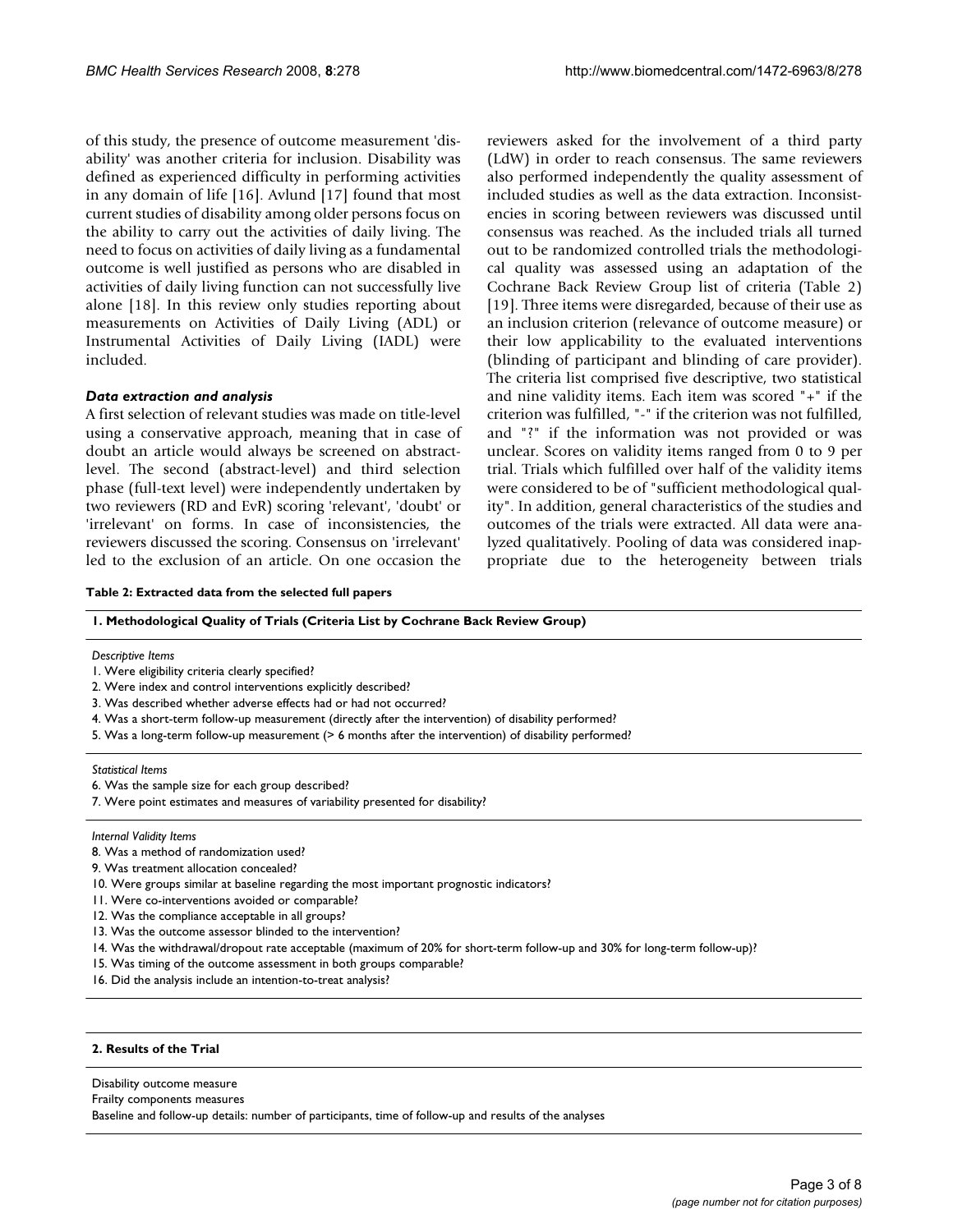of this study, the presence of outcome measurement 'disability' was another criteria for inclusion. Disability was defined as experienced difficulty in performing activities in any domain of life [16]. Avlund [17] found that most current studies of disability among older persons focus on the ability to carry out the activities of daily living. The need to focus on activities of daily living as a fundamental outcome is well justified as persons who are disabled in activities of daily living function can not successfully live alone [18]. In this review only studies reporting about measurements on Activities of Daily Living (ADL) or Instrumental Activities of Daily Living (IADL) were included.

### *Data extraction and analysis*

A first selection of relevant studies was made on title-level using a conservative approach, meaning that in case of doubt an article would always be screened on abstract-level. The second (abstract-level) and third selection phase (full-text level) were independently undertaken by two reviewers (RD and EvR) scoring 'relevant', 'doubt' or 'irrelevant' on forms. In case of inconsistencies, the reviewers discussed the scoring. Consensus on 'irrelevant' led to the exclusion of an article. On one occasion the reviewers asked for the involvement of a third party (LdW) in order to reach consensus. The same reviewers also performed independently the quality assessment of included studies as well as the data extraction. Inconsistencies in scoring between reviewers was discussed until consensus was reached. As the included trials all turned out to be randomized controlled trials the methodological quality was assessed using an adaptation of the Cochrane Back Review Group list of criteria (Table 2) [19]. Three items were disregarded, because of their use as an inclusion criterion (relevance of outcome measure) or their low applicability to the evaluated interventions (blinding of participant and blinding of care provider). The criteria list comprised five descriptive, two statistical and nine validity items. Each item was scored "+" if the criterion was fulfilled, "-" if the criterion was not fulfilled, and "?" if the information was not provided or was unclear. Scores on validity items ranged from 0 to 9 per trial. Trials which fulfilled over half of the validity items were considered to be of "sufficient methodological quality". In addition, general characteristics of the studies and outcomes of the trials were extracted. All data were analyzed qualitatively. Pooling of data was considered inappropriate due to the heterogeneity between trials

**Table 2: Extracted data from the selected full papers**

| **1. Methodological Quality of Trials (Criteria List by Cochrane Back Review Group)** |
|---|
| *Descriptive Items* |
| 1. Were eligibility criteria clearly specified? |
| 2. Were index and control interventions explicitly described? |
| 3. Was described whether adverse effects had or had not occurred? |
| 4. Was a short-term follow-up measurement (directly after the intervention) of disability performed? |
| 5. Was a long-term follow-up measurement (> 6 months after the intervention) of disability performed? |
| *Statistical Items* |
| 6. Was the sample size for each group described? |
| 7. Were point estimates and measures of variability presented for disability? |
| *Internal Validity Items* |
| 8. Was a method of randomization used? |
| 9. Was treatment allocation concealed? |
| 10. Were groups similar at baseline regarding the most important prognostic indicators? |
| 11. Were co-interventions avoided or comparable? |
| 12. Was the compliance acceptable in all groups? |
| 13. Was the outcome assessor blinded to the intervention? |
| 14. Was the withdrawal/dropout rate acceptable (maximum of 20% for short-term follow-up and 30% for long-term follow-up)? |
| 15. Was timing of the outcome assessment in both groups comparable? |
| 16. Did the analysis include an intention-to-treat analysis? |
| **2. Results of the Trial** |
| Disability outcome measure |
| Frailty components measures |
| Baseline and follow-up details: number of participants, time of follow-up and results of the analyses |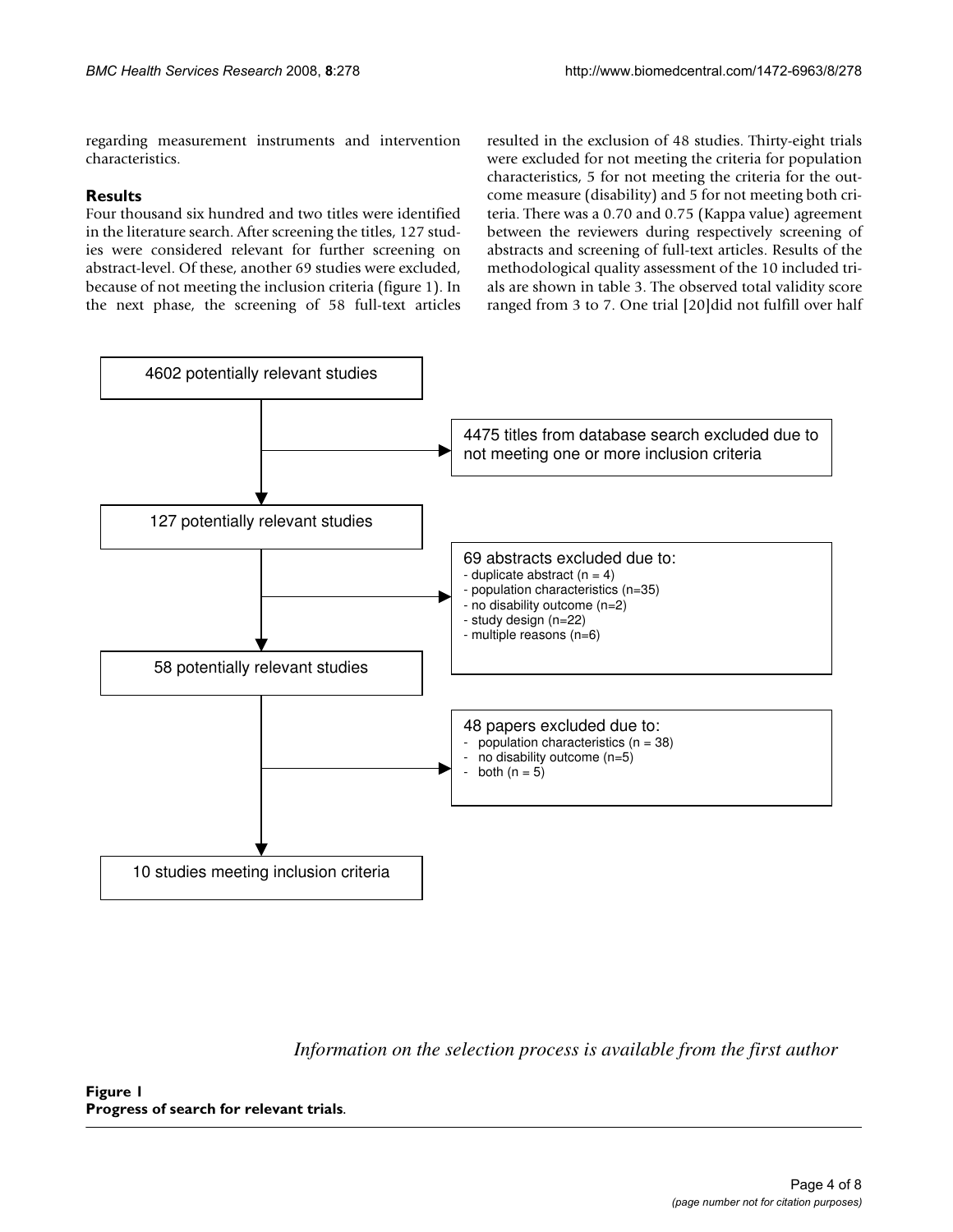regarding measurement instruments and intervention characteristics.

## Results

Four thousand six hundred and two titles were identified in the literature search. After screening the titles, 127 studies were considered relevant for further screening on abstract-level. Of these, another 69 studies were excluded, because of not meeting the inclusion criteria (figure 1). In the next phase, the screening of 58 full-text articles resulted in the exclusion of 48 studies. Thirty-eight trials were excluded for not meeting the criteria for population characteristics, 5 for not meeting the criteria for the outcome measure (disability) and 5 for not meeting both criteria. There was a 0.70 and 0.75 (Kappa value) agreement between the reviewers during respectively screening of abstracts and screening of full-text articles. Results of the methodological quality assessment of the 10 included trials are shown in table 3. The observed total validity score ranged from 3 to 7. One trial [20]did not fulfill over half

4602 potentially relevant studies

4475 titles from database search excluded due to not meeting one or more inclusion criteria

127 potentially relevant studies

69 abstracts excluded due to:
- duplicate abstract (n = 4)
- population characteristics (n=35)
- no disability outcome (n=2)
- study design (n=22)
- multiple reasons (n=6)

58 potentially relevant studies

48 papers excluded due to:
- population characteristics (n = 38)
- no disability outcome (n=5)
- both (n = 5)

10 studies meeting inclusion criteria

*Information on the selection process is available from the first author*

**Figure 1**
**Progress of search for relevant trials**.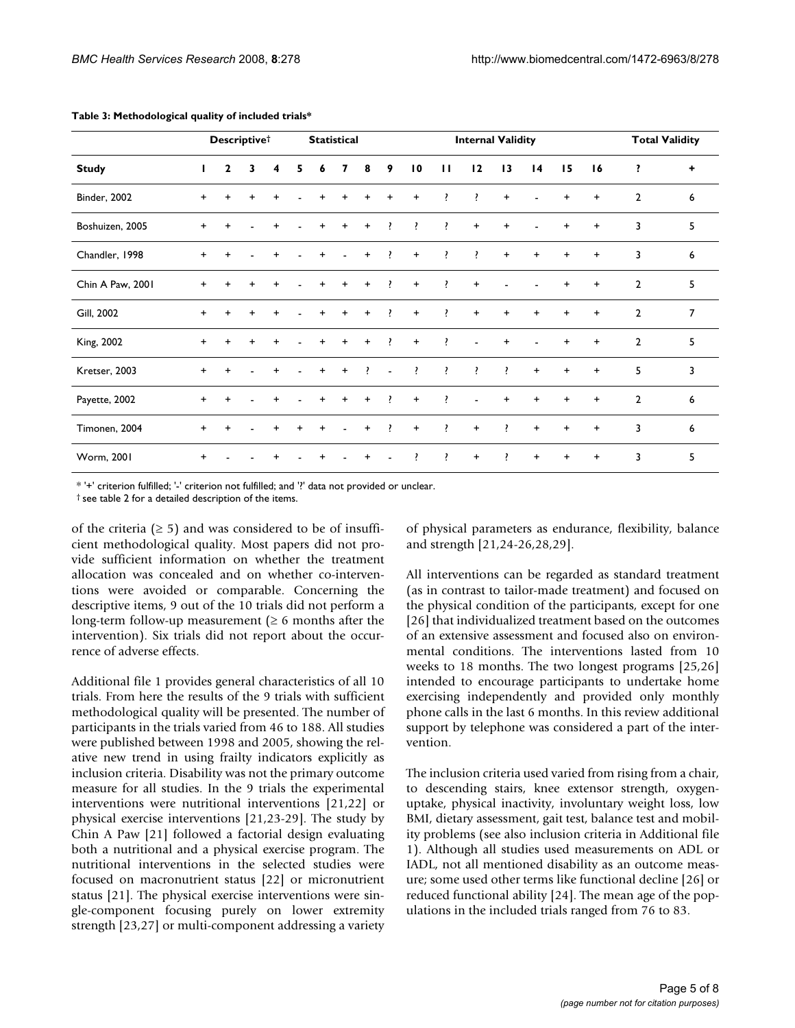**Table 3: Methodological quality of included trials***

| | Descriptive† | | | | | Statistical | | | | Internal Validity | | | | | | | Total Validity | |
|---|---|---|---|---|---|---|---|---|---|---|---|---|---|---|---|---|---|---|
| **Study** | **1** | **2** | **3** | **4** | **5** | **6** | **7** | **8** | **9** | **10** | **11** | **12** | **13** | **14** | **15** | **16** | **?** | **+** |
| Binder, 2002 | + | + | + | + | - | + | + | + | + | + | ? | ? | + | - | + | + | 2 | 6 |
| Boshuizen, 2005 | + | + | - | + | - | + | + | + | ? | ? | ? | + | + | - | + | + | 3 | 5 |
| Chandler, 1998 | + | + | - | + | - | + | - | + | ? | + | ? | ? | + | + | + | + | 3 | 6 |
| Chin A Paw, 2001 | + | + | + | + | - | + | + | + | ? | + | ? | + | - | - | + | + | 2 | 5 |
| Gill, 2002 | + | + | + | + | - | + | + | + | ? | + | ? | + | + | + | + | + | 2 | 7 |
| King, 2002 | + | + | + | + | - | + | + | + | ? | + | ? | - | + | - | + | + | 2 | 5 |
| Kretser, 2003 | + | + | - | + | - | + | + | ? | - | ? | ? | ? | ? | + | + | + | 5 | 3 |
| Payette, 2002 | + | + | - | + | - | + | + | + | ? | + | ? | - | + | + | + | + | 2 | 6 |
| Timonen, 2004 | + | + | - | + | + | + | - | + | ? | + | ? | + | ? | + | + | + | 3 | 6 |
| Worm, 2001 | + | - | - | + | - | + | - | + | - | ? | ? | + | ? | + | + | + | 3 | 5 |

* '+' criterion fulfilled; '-' criterion not fulfilled; and '?' data not provided or unclear.
† see table 2 for a detailed description of the items.

of the criteria (≥ 5) and was considered to be of insufficient methodological quality. Most papers did not provide sufficient information on whether the treatment allocation was concealed and on whether co-interventions were avoided or comparable. Concerning the descriptive items, 9 out of the 10 trials did not perform a long-term follow-up measurement (≥ 6 months after the intervention). Six trials did not report about the occurrence of adverse effects.

Additional file 1 provides general characteristics of all 10 trials. From here the results of the 9 trials with sufficient methodological quality will be presented. The number of participants in the trials varied from 46 to 188. All studies were published between 1998 and 2005, showing the relative new trend in using frailty indicators explicitly as inclusion criteria. Disability was not the primary outcome measure for all studies. In the 9 trials the experimental interventions were nutritional interventions [21,22] or physical exercise interventions [21,23-29]. The study by Chin A Paw [21] followed a factorial design evaluating both a nutritional and a physical exercise program. The nutritional interventions in the selected studies were focused on macronutrient status [22] or micronutrient status [21]. The physical exercise interventions were single-component focusing purely on lower extremity strength [23,27] or multi-component addressing a variety of physical parameters as endurance, flexibility, balance and strength [21,24-26,28,29].

All interventions can be regarded as standard treatment (as in contrast to tailor-made treatment) and focused on the physical condition of the participants, except for one [26] that individualized treatment based on the outcomes of an extensive assessment and focused also on environmental conditions. The interventions lasted from 10 weeks to 18 months. The two longest programs [25,26] intended to encourage participants to undertake home exercising independently and provided only monthly phone calls in the last 6 months. In this review additional support by telephone was considered a part of the intervention.

The inclusion criteria used varied from rising from a chair, to descending stairs, knee extensor strength, oxygen-uptake, physical inactivity, involuntary weight loss, low BMI, dietary assessment, gait test, balance test and mobility problems (see also inclusion criteria in Additional file 1). Although all studies used measurements on ADL or IADL, not all mentioned disability as an outcome measure; some used other terms like functional decline [26] or reduced functional ability [24]. The mean age of the populations in the included trials ranged from 76 to 83.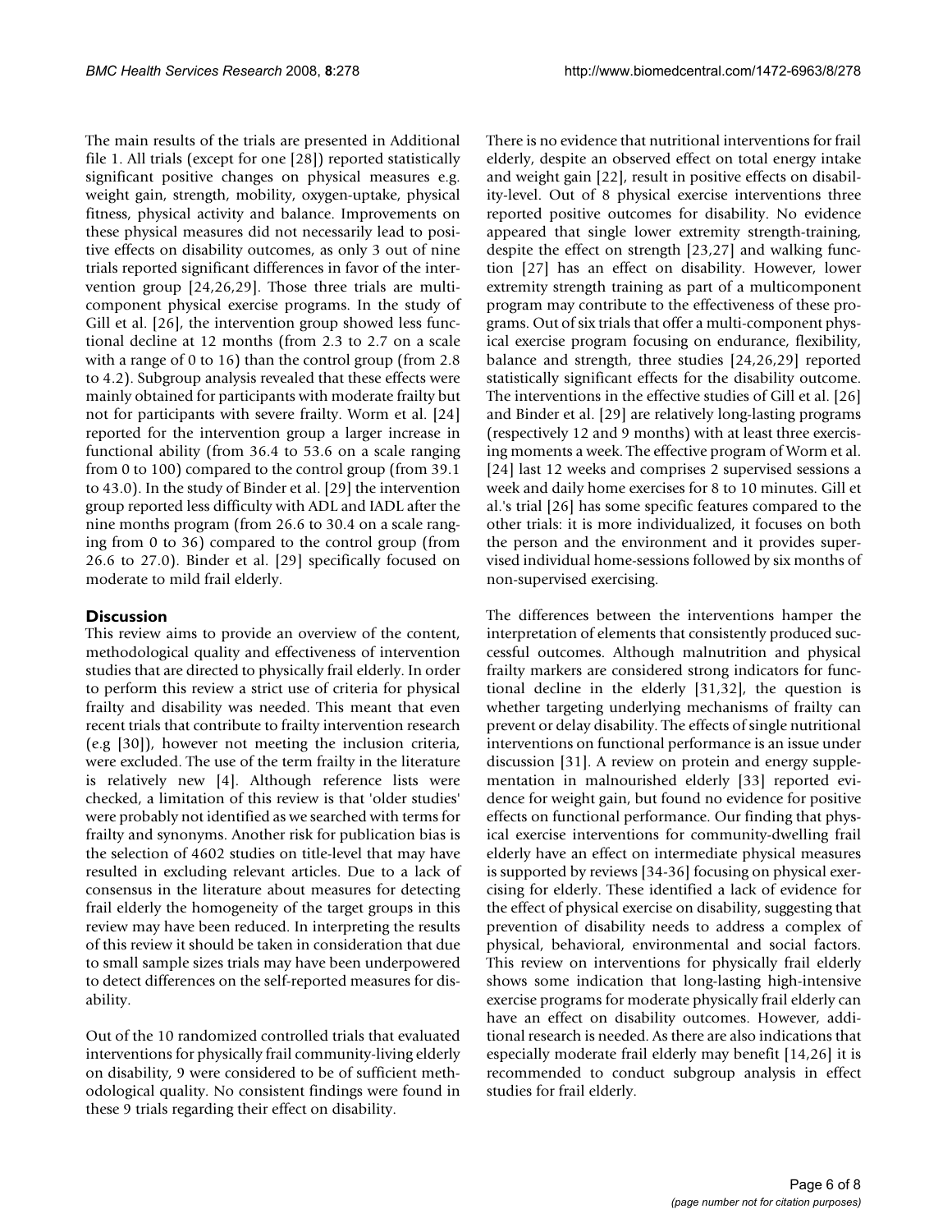The main results of the trials are presented in Additional file 1. All trials (except for one [28]) reported statistically significant positive changes on physical measures e.g. weight gain, strength, mobility, oxygen-uptake, physical fitness, physical activity and balance. Improvements on these physical measures did not necessarily lead to positive effects on disability outcomes, as only 3 out of nine trials reported significant differences in favor of the intervention group [24,26,29]. Those three trials are multicomponent physical exercise programs. In the study of Gill et al. [26], the intervention group showed less functional decline at 12 months (from 2.3 to 2.7 on a scale with a range of 0 to 16) than the control group (from 2.8 to 4.2). Subgroup analysis revealed that these effects were mainly obtained for participants with moderate frailty but not for participants with severe frailty. Worm et al. [24] reported for the intervention group a larger increase in functional ability (from 36.4 to 53.6 on a scale ranging from 0 to 100) compared to the control group (from 39.1 to 43.0). In the study of Binder et al. [29] the intervention group reported less difficulty with ADL and IADL after the nine months program (from 26.6 to 30.4 on a scale ranging from 0 to 36) compared to the control group (from 26.6 to 27.0). Binder et al. [29] specifically focused on moderate to mild frail elderly.

## Discussion

This review aims to provide an overview of the content, methodological quality and effectiveness of intervention studies that are directed to physically frail elderly. In order to perform this review a strict use of criteria for physical frailty and disability was needed. This meant that even recent trials that contribute to frailty intervention research (e.g [30]), however not meeting the inclusion criteria, were excluded. The use of the term frailty in the literature is relatively new [4]. Although reference lists were checked, a limitation of this review is that 'older studies' were probably not identified as we searched with terms for frailty and synonyms. Another risk for publication bias is the selection of 4602 studies on title-level that may have resulted in excluding relevant articles. Due to a lack of consensus in the literature about measures for detecting frail elderly the homogeneity of the target groups in this review may have been reduced. In interpreting the results of this review it should be taken in consideration that due to small sample sizes trials may have been underpowered to detect differences on the self-reported measures for disability.

Out of the 10 randomized controlled trials that evaluated interventions for physically frail community-living elderly on disability, 9 were considered to be of sufficient methodological quality. No consistent findings were found in these 9 trials regarding their effect on disability.

There is no evidence that nutritional interventions for frail elderly, despite an observed effect on total energy intake and weight gain [22], result in positive effects on disability-level. Out of 8 physical exercise interventions three reported positive outcomes for disability. No evidence appeared that single lower extremity strength-training, despite the effect on strength [23,27] and walking function [27] has an effect on disability. However, lower extremity strength training as part of a multicomponent program may contribute to the effectiveness of these programs. Out of six trials that offer a multi-component physical exercise program focusing on endurance, flexibility, balance and strength, three studies [24,26,29] reported statistically significant effects for the disability outcome. The interventions in the effective studies of Gill et al. [26] and Binder et al. [29] are relatively long-lasting programs (respectively 12 and 9 months) with at least three exercising moments a week. The effective program of Worm et al. [24] last 12 weeks and comprises 2 supervised sessions a week and daily home exercises for 8 to 10 minutes. Gill et al.'s trial [26] has some specific features compared to the other trials: it is more individualized, it focuses on both the person and the environment and it provides supervised individual home-sessions followed by six months of non-supervised exercising.

The differences between the interventions hamper the interpretation of elements that consistently produced successful outcomes. Although malnutrition and physical frailty markers are considered strong indicators for functional decline in the elderly [31,32], the question is whether targeting underlying mechanisms of frailty can prevent or delay disability. The effects of single nutritional interventions on functional performance is an issue under discussion [31]. A review on protein and energy supplementation in malnourished elderly [33] reported evidence for weight gain, but found no evidence for positive effects on functional performance. Our finding that physical exercise interventions for community-dwelling frail elderly have an effect on intermediate physical measures is supported by reviews [34-36] focusing on physical exercising for elderly. These identified a lack of evidence for the effect of physical exercise on disability, suggesting that prevention of disability needs to address a complex of physical, behavioral, environmental and social factors. This review on interventions for physically frail elderly shows some indication that long-lasting high-intensive exercise programs for moderate physically frail elderly can have an effect on disability outcomes. However, additional research is needed. As there are also indications that especially moderate frail elderly may benefit [14,26] it is recommended to conduct subgroup analysis in effect studies for frail elderly.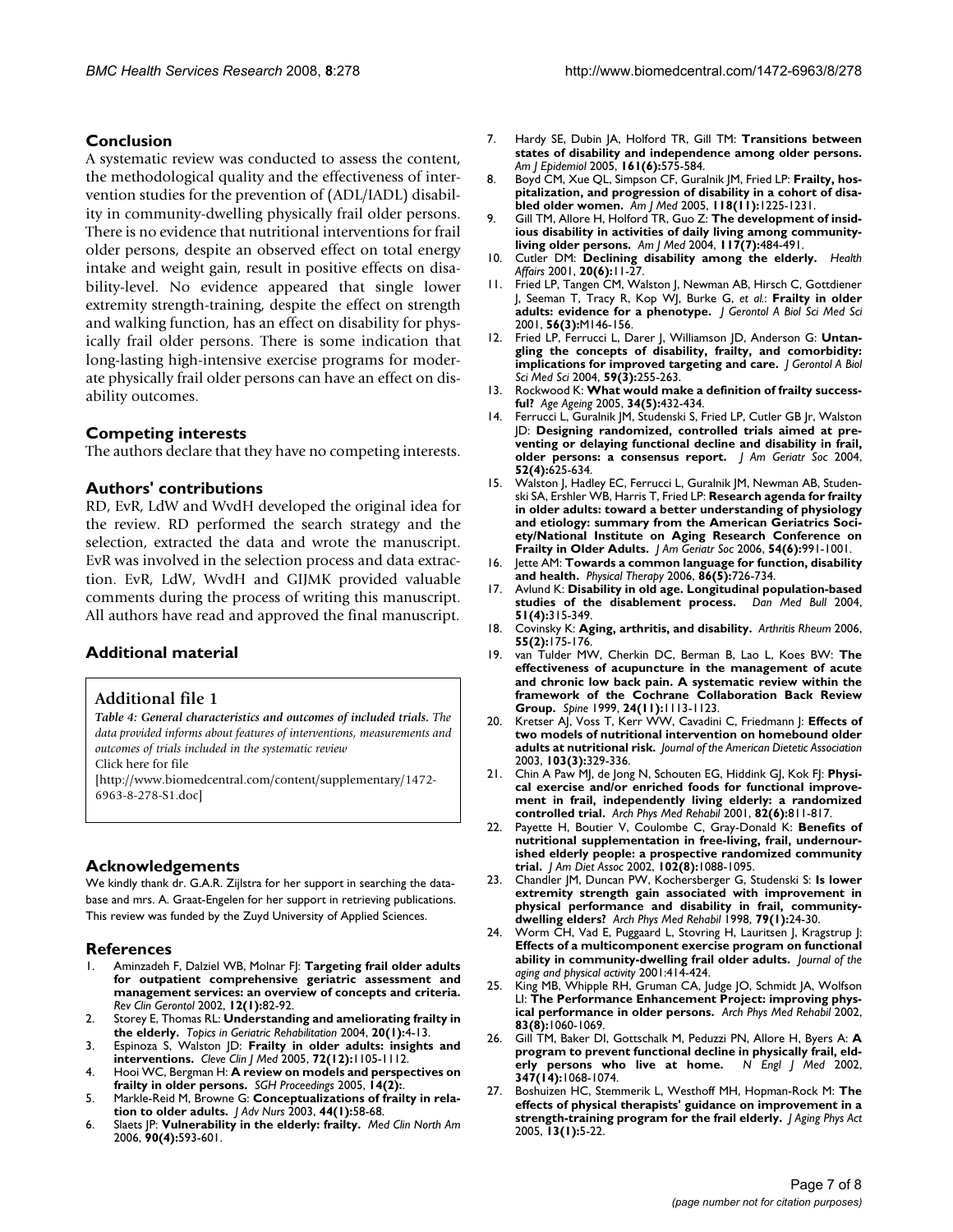## Conclusion

A systematic review was conducted to assess the content, the methodological quality and the effectiveness of intervention studies for the prevention of (ADL/IADL) disability in community-dwelling physically frail older persons. There is no evidence that nutritional interventions for frail older persons, despite an observed effect on total energy intake and weight gain, result in positive effects on disability-level. No evidence appeared that single lower extremity strength-training, despite the effect on strength and walking function, has an effect on disability for physically frail older persons. There is some indication that long-lasting high-intensive exercise programs for moderate physically frail older persons can have an effect on disability outcomes.

## Competing interests

The authors declare that they have no competing interests.

## Authors' contributions

RD, EvR, LdW and WvdH developed the original idea for the review. RD performed the search strategy and the selection, extracted the data and wrote the manuscript. EvR was involved in the selection process and data extraction. EvR, LdW, WvdH and GIJMK provided valuable comments during the process of writing this manuscript. All authors have read and approved the final manuscript.

## Additional material

### Additional file 1

*Table 4: General characteristics and outcomes of included trials. The data provided informs about features of interventions, measurements and outcomes of trials included in the systematic review*
Click here for file
[http://www.biomedcentral.com/content/supplementary/1472-6963-8-278-S1.doc]

## Acknowledgements

We kindly thank dr. G.A.R. Zijlstra for her support in searching the database and mrs. A. Graat-Engelen for her support in retrieving publications. This review was funded by the Zuyd University of Applied Sciences.

## References

1. Aminzadeh F, Dalziel WB, Molnar FJ: **Targeting frail older adults for outpatient comprehensive geriatric assessment and management services: an overview of concepts and criteria.** *Rev Clin Gerontol* 2002, **12(1):**82-92.
2. Storey E, Thomas RL: **Understanding and ameliorating frailty in the elderly.** *Topics in Geriatric Rehabilitation* 2004, **20(1):**4-13.
3. Espinoza S, Walston JD: **Frailty in older adults: insights and interventions.** *Cleve Clin J Med* 2005, **72(12):**1105-1112.
4. Hooi WC, Bergman H: **A review on models and perspectives on frailty in older persons.** *SGH Proceedings* 2005, **14(2):**.
5. Markle-Reid M, Browne G: **Conceptualizations of frailty in relation to older adults.** *J Adv Nurs* 2003, **44(1):**58-68.
6. Slaets JP: **Vulnerability in the elderly: frailty.** *Med Clin North Am* 2006, **90(4):**593-601.
7. Hardy SE, Dubin JA, Holford TR, Gill TM: **Transitions between states of disability and independence among older persons.** *Am J Epidemiol* 2005, **161(6):**575-584.
8. Boyd CM, Xue QL, Simpson CF, Guralnik JM, Fried LP: **Frailty, hospitalization, and progression of disability in a cohort of disabled older women.** *Am J Med* 2005, **118(11):**1225-1231.
9. Gill TM, Allore H, Holford TR, Guo Z: **The development of insidious disability in activities of daily living among community-living older persons.** *Am J Med* 2004, **117(7):**484-491.
10. Cutler DM: **Declining disability among the elderly.** *Health Affairs* 2001, **20(6):**11-27.
11. Fried LP, Tangen CM, Walston J, Newman AB, Hirsch C, Gottdiener J, Seeman T, Tracy R, Kop WJ, Burke G, *et al.*: **Frailty in older adults: evidence for a phenotype.** *J Gerontol A Biol Sci Med Sci* 2001, **56(3):**M146-156.
12. Fried LP, Ferrucci L, Darer J, Williamson JD, Anderson G: **Untangling the concepts of disability, frailty, and comorbidity: implications for improved targeting and care.** *J Gerontol A Biol Sci Med Sci* 2004, **59(3):**255-263.
13. Rockwood K: **What would make a definition of frailty successful?** *Age Ageing* 2005, **34(5):**432-434.
14. Ferrucci L, Guralnik JM, Studenski S, Fried LP, Cutler GB Jr, Walston JD: **Designing randomized, controlled trials aimed at preventing or delaying functional decline and disability in frail, older persons: a consensus report.** *J Am Geriatr Soc* 2004, **52(4):**625-634.
15. Walston J, Hadley EC, Ferrucci L, Guralnik JM, Newman AB, Studenski SA, Ershler WB, Harris T, Fried LP: **Research agenda for frailty in older adults: toward a better understanding of physiology and etiology: summary from the American Geriatrics Society/National Institute on Aging Research Conference on Frailty in Older Adults.** *J Am Geriatr Soc* 2006, **54(6):**991-1001.
16. Jette AM: **Towards a common language for function, disability and health.** *Physical Therapy* 2006, **86(5):**726-734.
17. Avlund K: **Disability in old age. Longitudinal population-based studies of the disablement process.** *Dan Med Bull* 2004, **51(4):**315-349.
18. Covinsky K: **Aging, arthritis, and disability.** *Arthritis Rheum* 2006, **55(2):**175-176.
19. van Tulder MW, Cherkin DC, Berman B, Lao L, Koes BW: **The effectiveness of acupuncture in the management of acute and chronic low back pain. A systematic review within the framework of the Cochrane Collaboration Back Review Group.** *Spine* 1999, **24(11):**1113-1123.
20. Kretser AJ, Voss T, Kerr WW, Cavadini C, Friedmann J: **Effects of two models of nutritional intervention on homebound older adults at nutritional risk.** *Journal of the American Dietetic Association* 2003, **103(3):**329-336.
21. Chin A Paw MJ, de Jong N, Schouten EG, Hiddink GJ, Kok FJ: **Physical exercise and/or enriched foods for functional improvement in frail, independently living elderly: a randomized controlled trial.** *Arch Phys Med Rehabil* 2001, **82(6):**811-817.
22. Payette H, Boutier V, Coulombe C, Gray-Donald K: **Benefits of nutritional supplementation in free-living, frail, undernourished elderly people: a prospective randomized community trial.** *J Am Diet Assoc* 2002, **102(8):**1088-1095.
23. Chandler JM, Duncan PW, Kochersberger G, Studenski S: **Is lower extremity strength gain associated with improvement in physical performance and disability in frail, community-dwelling elders?** *Arch Phys Med Rehabil* 1998, **79(1):**24-30.
24. Worm CH, Vad E, Puggaard L, Stovring H, Lauritsen J, Kragstrup J: **Effects of a multicomponent exercise program on functional ability in community-dwelling frail older adults.** *Journal of the aging and physical activity* 2001:414-424.
25. King MB, Whipple RH, Gruman CA, Judge JO, Schmidt JA, Wolfson LI: **The Performance Enhancement Project: improving physical performance in older persons.** *Arch Phys Med Rehabil* 2002, **83(8):**1060-1069.
26. Gill TM, Baker DI, Gottschalk M, Peduzzi PN, Allore H, Byers A: **A program to prevent functional decline in physically frail, elderly persons who live at home.** *N Engl J Med* 2002, **347(14):**1068-1074.
27. Boshuizen HC, Stemmerik L, Westhoff MH, Hopman-Rock M: **The effects of physical therapists' guidance on improvement in a strength-training program for the frail elderly.** *J Aging Phys Act* 2005, **13(1):**5-22.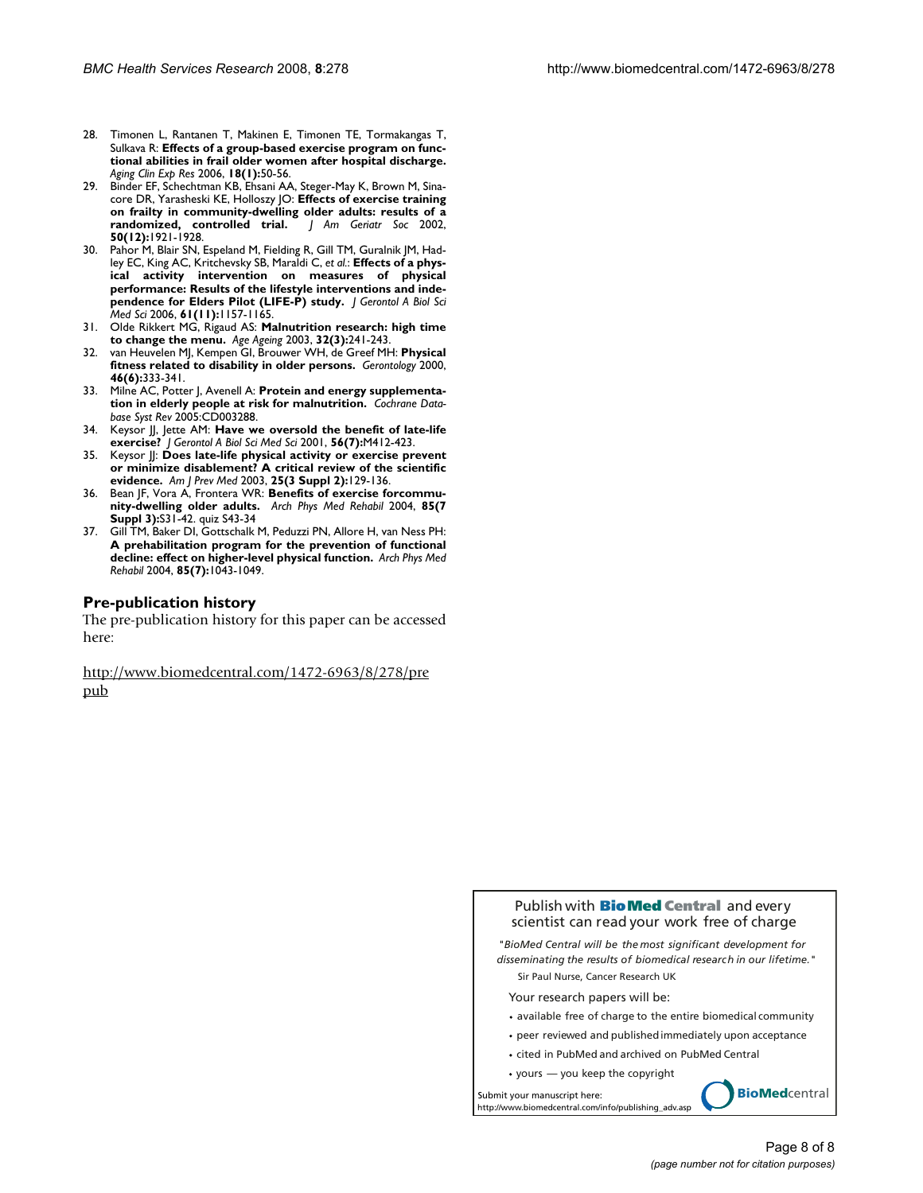28. Timonen L, Rantanen T, Makinen E, Timonen TE, Tormakangas T, Sulkava R: **Effects of a group-based exercise program on functional abilities in frail older women after hospital discharge.** *Aging Clin Exp Res* 2006, **18(1):**50-56.
29. Binder EF, Schechtman KB, Ehsani AA, Steger-May K, Brown M, Sinacore DR, Yarasheski KE, Holloszy JO: **Effects of exercise training on frailty in community-dwelling older adults: results of a randomized, controlled trial.** *J Am Geriatr Soc* 2002, **50(12):**1921-1928.
30. Pahor M, Blair SN, Espeland M, Fielding R, Gill TM, Guralnik JM, Hadley EC, King AC, Kritchevsky SB, Maraldi C, *et al.*: **Effects of a physical activity intervention on measures of physical performance: Results of the lifestyle interventions and independence for Elders Pilot (LIFE-P) study.** *J Gerontol A Biol Sci Med Sci* 2006, **61(11):**1157-1165.
31. Olde Rikkert MG, Rigaud AS: **Malnutrition research: high time to change the menu.** *Age Ageing* 2003, **32(3):**241-243.
32. van Heuvelen MJ, Kempen GI, Brouwer WH, de Greef MH: **Physical fitness related to disability in older persons.** *Gerontology* 2000, **46(6):**333-341.
33. Milne AC, Potter J, Avenell A: **Protein and energy supplementation in elderly people at risk for malnutrition.** *Cochrane Database Syst Rev* 2005:CD003288.
34. Keysor JJ, Jette AM: **Have we oversold the benefit of late-life exercise?** *J Gerontol A Biol Sci Med Sci* 2001, **56(7):**M412-423.
35. Keysor JJ: **Does late-life physical activity or exercise prevent or minimize disablement? A critical review of the scientific evidence.** *Am J Prev Med* 2003, **25(3 Suppl 2):**129-136.
36. Bean JF, Vora A, Frontera WR: **Benefits of exercise forcommunity-dwelling older adults.** *Arch Phys Med Rehabil* 2004, **85(7 Suppl 3):**S31-42. quiz S43-34
37. Gill TM, Baker DI, Gottschalk M, Peduzzi PN, Allore H, van Ness PH: **A prehabilitation program for the prevention of functional decline: effect on higher-level physical function.** *Arch Phys Med Rehabil* 2004, **85(7):**1043-1049.

## Pre-publication history

The pre-publication history for this paper can be accessed here:

http://www.biomedcentral.com/1472-6963/8/278/prepub

Publish with **BioMed Central** and every scientist can read your work free of charge

*"BioMed Central will be the most significant development for disseminating the results of biomedical research in our lifetime."*
Sir Paul Nurse, Cancer Research UK

Your research papers will be:

- available free of charge to the entire biomedical community
- peer reviewed and published immediately upon acceptance
- cited in PubMed and archived on PubMed Central
- yours — you keep the copyright

Submit your manuscript here:
http://www.biomedcentral.com/info/publishing_adv.asp

**BioMed**central